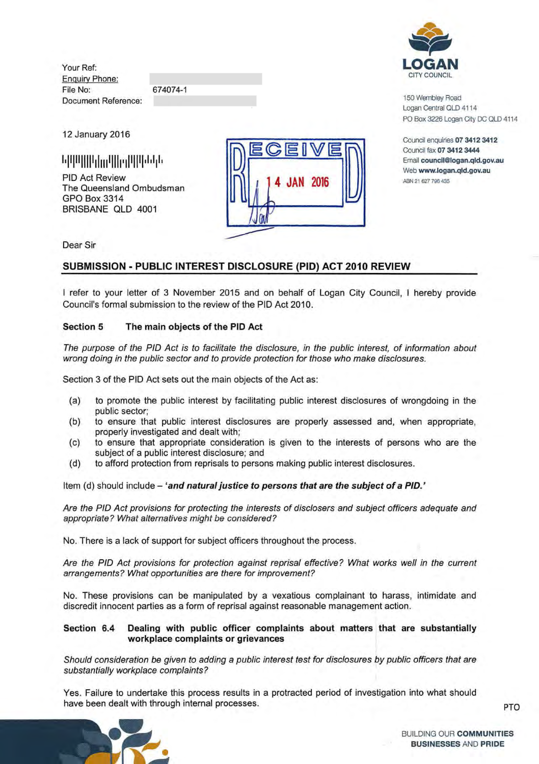Your Ref:
Enquiry Phone:
File No: 674074-1
Document Reference:

**LOGAN**
CITY COUNCIL

150 Wembley Road
Logan Central QLD 4114
PO Box 3226 Logan City DC QLD 4114

Council enquiries **07 3412 3412**
Council fax **07 3412 3444**
Email **council@logan.qld.gov.au**
Web **www.logan.qld.gov.au**
ABN 21 627 796 435

12 January 2016

RECEIVED
14 JAN 2016

PID Act Review
The Queensland Ombudsman
GPO Box 3314
BRISBANE QLD 4001

Dear Sir

## SUBMISSION - PUBLIC INTEREST DISCLOSURE (PID) ACT 2010 REVIEW

I refer to your letter of 3 November 2015 and on behalf of Logan City Council, I hereby provide Council's formal submission to the review of the PID Act 2010.

### Section 5 The main objects of the PID Act

*The purpose of the PID Act is to facilitate the disclosure, in the public interest, of information about wrong doing in the public sector and to provide protection for those who make disclosures.*

Section 3 of the PID Act sets out the main objects of the Act as:

(a) to promote the public interest by facilitating public interest disclosures of wrongdoing in the public sector;
(b) to ensure that public interest disclosures are properly assessed and, when appropriate, properly investigated and dealt with;
(c) to ensure that appropriate consideration is given to the interests of persons who are the subject of a public interest disclosure; and
(d) to afford protection from reprisals to persons making public interest disclosures.

Item (d) should include – ***'and natural justice to persons that are the subject of a PID.'***

*Are the PID Act provisions for protecting the interests of disclosers and subject officers adequate and appropriate? What alternatives might be considered?*

No. There is a lack of support for subject officers throughout the process.

*Are the PID Act provisions for protection against reprisal effective? What works well in the current arrangements? What opportunities are there for improvement?*

No. These provisions can be manipulated by a vexatious complainant to harass, intimidate and discredit innocent parties as a form of reprisal against reasonable management action.

### Section 6.4 Dealing with public officer complaints about matters that are substantially workplace complaints or grievances

*Should consideration be given to adding a public interest test for disclosures by public officers that are substantially workplace complaints?*

Yes. Failure to undertake this process results in a protracted period of investigation into what should have been dealt with through internal processes.

PTO

BUILDING OUR **COMMUNITIES**
**BUSINESSES** AND **PRIDE**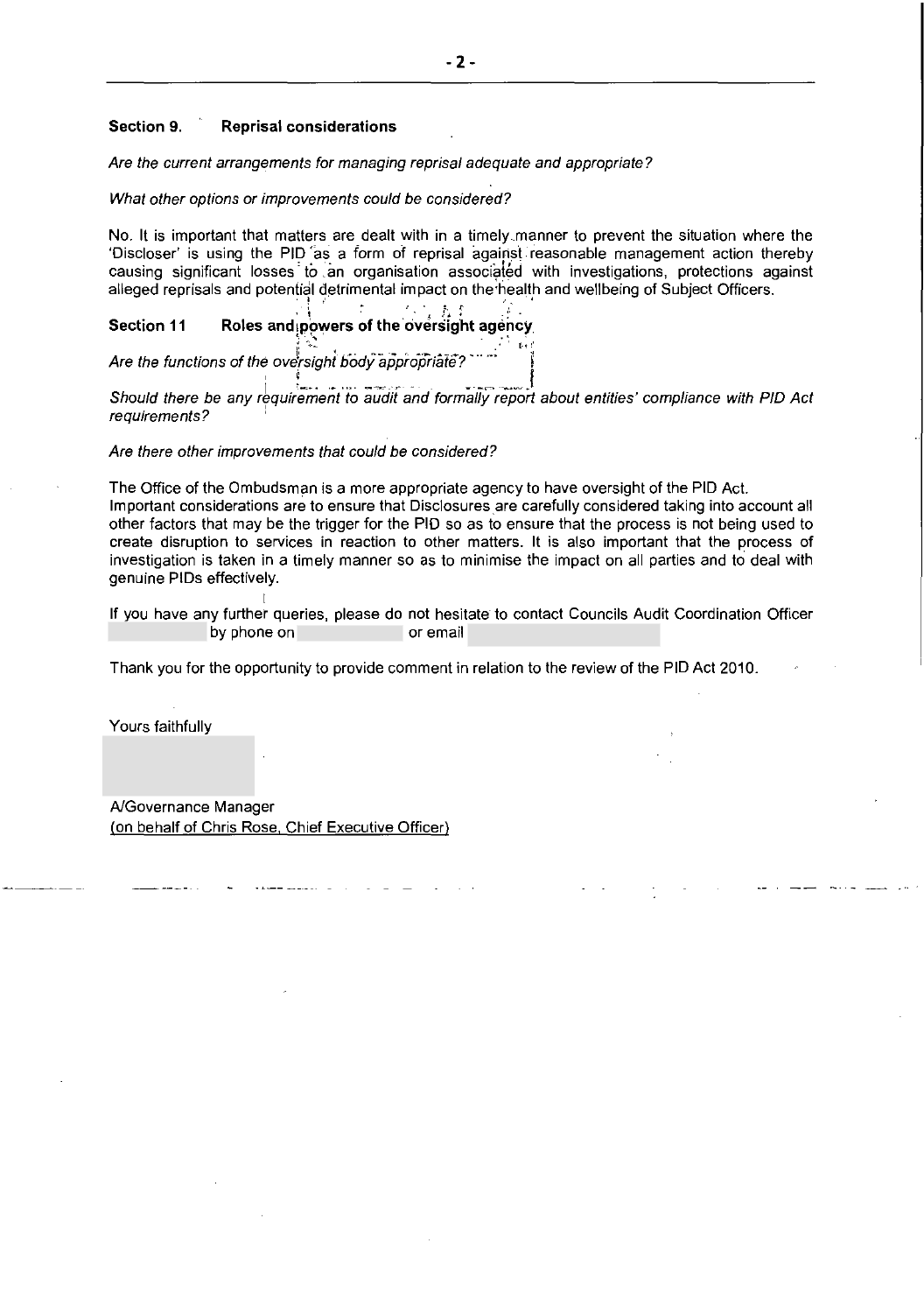**Section 9. Reprisal considerations**

*Are the current arrangements for managing reprisal adequate and appropriate?*

*What other options or improvements could be considered?*

No. It is important that matters are dealt with in a timely manner to prevent the situation where the 'Discloser' is using the PID as a form of reprisal against reasonable management action thereby causing significant losses to an organisation associated with investigations, protections against alleged reprisals and potential detrimental impact on the health and wellbeing of Subject Officers.

**Section 11 Roles and powers of the oversight agency**

*Are the functions of the oversight body appropriate?*

*Should there be any requirement to audit and formally report about entities' compliance with PID Act requirements?*

*Are there other improvements that could be considered?*

The Office of the Ombudsman is a more appropriate agency to have oversight of the PID Act.
Important considerations are to ensure that Disclosures are carefully considered taking into account all other factors that may be the trigger for the PID so as to ensure that the process is not being used to create disruption to services in reaction to other matters. It is also important that the process of investigation is taken in a timely manner so as to minimise the impact on all parties and to deal with genuine PIDs effectively.

If you have any further queries, please do not hesitate to contact Councils Audit Coordination Officer by phone on or email

Thank you for the opportunity to provide comment in relation to the review of the PID Act 2010.

Yours faithfully

A/Governance Manager
(on behalf of Chris Rose, Chief Executive Officer)